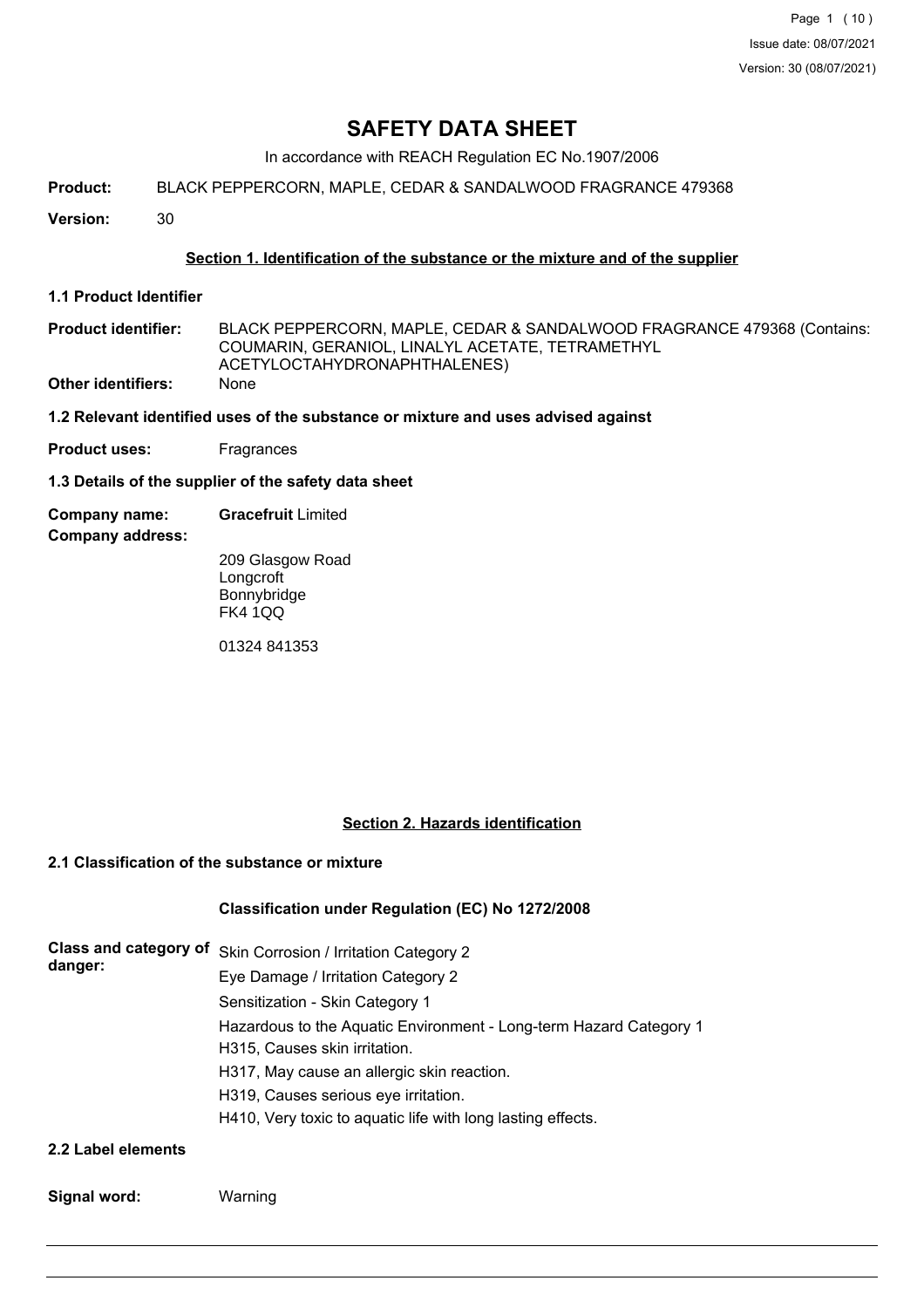# SAFETY DATA SHEET

In accordance with REACH Regulation EC No.1907/2006

**Product:** BLACK PEPPERCORN, MAPLE, CEDAR & SANDALWOOD FRAGRANCE 479368

**Version:** 30

## Section 1. Identification of the substance or the mixture and of the supplier

### 1.1 Product Identifier

**Product identifier:** BLACK PEPPERCORN, MAPLE, CEDAR & SANDALWOOD FRAGRANCE 479368 (Contains: COUMARIN, GERANIOL, LINALYL ACETATE, TETRAMETHYL ACETYLOCTAHYDRONAPHTHALENES)

**Other identifiers:** None

### 1.2 Relevant identified uses of the substance or mixture and uses advised against

**Product uses:** Fragrances

### 1.3 Details of the supplier of the safety data sheet

**Company name:** **Gracefruit** Limited

**Company address:**

209 Glasgow Road
Longcroft
Bonnybridge
FK4 1QQ

01324 841353

## Section 2. Hazards identification

### 2.1 Classification of the substance or mixture

**Classification under Regulation (EC) No 1272/2008**

**Class and category of danger:**

Skin Corrosion / Irritation Category 2
Eye Damage / Irritation Category 2
Sensitization - Skin Category 1
Hazardous to the Aquatic Environment - Long-term Hazard Category 1
H315, Causes skin irritation.
H317, May cause an allergic skin reaction.
H319, Causes serious eye irritation.
H410, Very toxic to aquatic life with long lasting effects.

### 2.2 Label elements

**Signal word:** Warning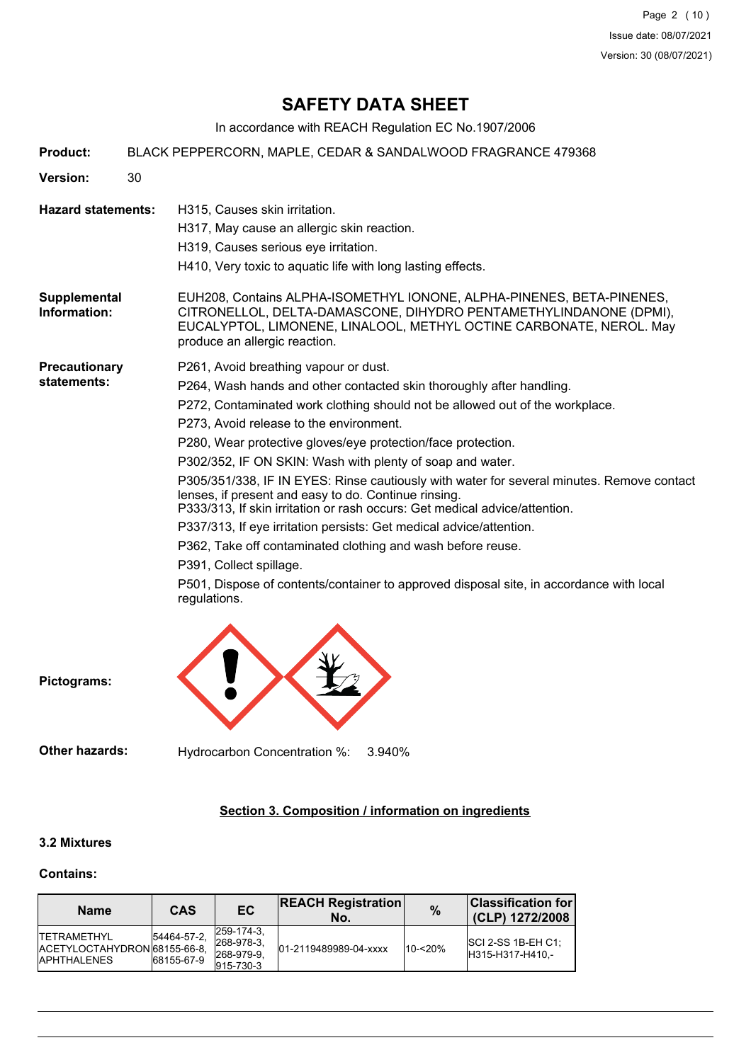# SAFETY DATA SHEET

In accordance with REACH Regulation EC No.1907/2006

**Product:** BLACK PEPPERCORN, MAPLE, CEDAR & SANDALWOOD FRAGRANCE 479368

**Version:** 30

**Hazard statements:**

H315, Causes skin irritation.

H317, May cause an allergic skin reaction.

H319, Causes serious eye irritation.

H410, Very toxic to aquatic life with long lasting effects.

**Supplemental Information:**

EUH208, Contains ALPHA-ISOMETHYL IONONE, ALPHA-PINENES, BETA-PINENES, CITRONELLOL, DELTA-DAMASCONE, DIHYDRO PENTAMETHYLINDANONE (DPMI), EUCALYPTOL, LIMONENE, LINALOOL, METHYL OCTINE CARBONATE, NEROL. May produce an allergic reaction.

**Precautionary statements:**

P261, Avoid breathing vapour or dust.

P264, Wash hands and other contacted skin thoroughly after handling.

P272, Contaminated work clothing should not be allowed out of the workplace.

P273, Avoid release to the environment.

P280, Wear protective gloves/eye protection/face protection.

P302/352, IF ON SKIN: Wash with plenty of soap and water.

P305/351/338, IF IN EYES: Rinse cautiously with water for several minutes. Remove contact lenses, if present and easy to do. Continue rinsing.

P333/313, If skin irritation or rash occurs: Get medical advice/attention.

P337/313, If eye irritation persists: Get medical advice/attention.

P362, Take off contaminated clothing and wash before reuse.

P391, Collect spillage.

P501, Dispose of contents/container to approved disposal site, in accordance with local regulations.

**Pictograms:**

**Other hazards:** Hydrocarbon Concentration %: 3.940%

## Section 3. Composition / information on ingredients

### 3.2 Mixtures

**Contains:**

| Name | CAS | EC | REACH Registration No. | % | Classification for (CLP) 1272/2008 |
|---|---|---|---|---|---|
| TETRAMETHYL ACETYLOCTAHYDRONAPHTHALENES | 54464-57-2, 68155-66-8, 68155-67-9 | 259-174-3, 268-978-3, 268-979-9, 915-730-3 | 01-2119489989-04-xxxx | 10-<20% | SCI 2-SS 1B-EH C1;H315-H317-H410,- |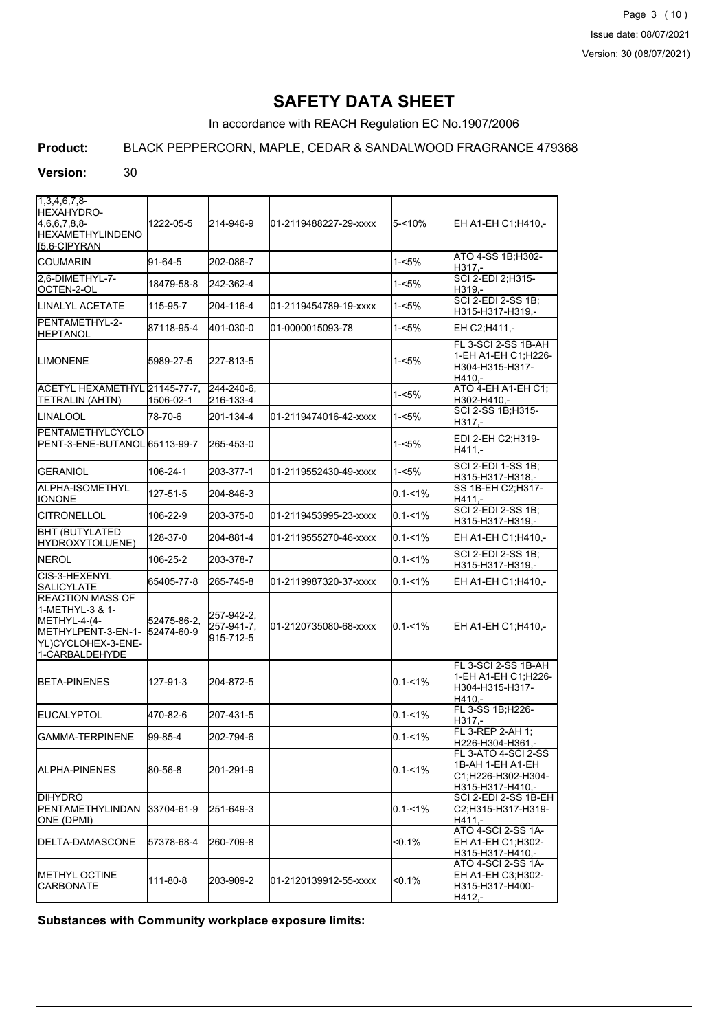# SAFETY DATA SHEET

In accordance with REACH Regulation EC No.1907/2006

**Product:** BLACK PEPPERCORN, MAPLE, CEDAR & SANDALWOOD FRAGRANCE 479368

**Version:** 30

| | | | | | |
|---|---|---|---|---|---|
| 1,3,4,6,7,8-HEXAHYDRO-4,6,6,7,8,8-HEXAMETHYLINDENO [5,6-C]PYRAN | 1222-05-5 | 214-946-9 | 01-2119488227-29-xxxx | 5-<10% | EH A1-EH C1;H410,- |
| COUMARIN | 91-64-5 | 202-086-7 | | 1-<5% | ATO 4-SS 1B;H302-H317,- |
| 2,6-DIMETHYL-7-OCTEN-2-OL | 18479-58-8 | 242-362-4 | | 1-<5% | SCI 2-EDI 2;H315-H319,- |
| LINALYL ACETATE | 115-95-7 | 204-116-4 | 01-2119454789-19-xxxx | 1-<5% | SCI 2-EDI 2-SS 1B;H315-H317-H319,- |
| PENTAMETHYL-2-HEPTANOL | 87118-95-4 | 401-030-0 | 01-0000015093-78 | 1-<5% | EH C2;H411,- |
| LIMONENE | 5989-27-5 | 227-813-5 | | 1-<5% | FL 3-SCI 2-SS 1B-AH 1-EH A1-EH C1;H226-H304-H315-H317-H410,- |
| ACETYL HEXAMETHYL TETRALIN (AHTN) | 21145-77-7, 1506-02-1 | 244-240-6, 216-133-4 | | 1-<5% | ATO 4-EH A1-EH C1;H302-H410,- |
| LINALOOL | 78-70-6 | 201-134-4 | 01-2119474016-42-xxxx | 1-<5% | SCI 2-SS 1B;H315-H317,- |
| PENTAMETHYLCYCLOPENT-3-ENE-BUTANOL | 65113-99-7 | 265-453-0 | | 1-<5% | EDI 2-EH C2;H319-H411,- |
| GERANIOL | 106-24-1 | 203-377-1 | 01-2119552430-49-xxxx | 1-<5% | SCI 2-EDI 1-SS 1B;H315-H317-H318,- |
| ALPHA-ISOMETHYL IONONE | 127-51-5 | 204-846-3 | | 0.1-<1% | SS 1B-EH C2;H317-H411,- |
| CITRONELLOL | 106-22-9 | 203-375-0 | 01-2119453995-23-xxxx | 0.1-<1% | SCI 2-EDI 2-SS 1B;H315-H317-H319,- |
| BHT (BUTYLATED HYDROXYTOLUENE) | 128-37-0 | 204-881-4 | 01-2119555270-46-xxxx | 0.1-<1% | EH A1-EH C1;H410,- |
| NEROL | 106-25-2 | 203-378-7 | | 0.1-<1% | SCI 2-EDI 2-SS 1B;H315-H317-H319,- |
| CIS-3-HEXENYL SALICYLATE | 65405-77-8 | 265-745-8 | 01-2119987320-37-xxxx | 0.1-<1% | EH A1-EH C1;H410,- |
| REACTION MASS OF 1-METHYL-3 & 1-METHYL-4-(4-METHYLPENT-3-EN-1-YL)CYCLOHEX-3-ENE-1-CARBALDEHYDE | 52475-86-2, 52474-60-9 | 257-942-2, 257-941-7, 915-712-5 | 01-2120735080-68-xxxx | 0.1-<1% | EH A1-EH C1;H410,- |
| BETA-PINENES | 127-91-3 | 204-872-5 | | 0.1-<1% | FL 3-SCI 2-SS 1B-AH 1-EH A1-EH C1;H226-H304-H315-H317-H410,- |
| EUCALYPTOL | 470-82-6 | 207-431-5 | | 0.1-<1% | FL 3-SS 1B;H226-H317,- |
| GAMMA-TERPINENE | 99-85-4 | 202-794-6 | | 0.1-<1% | FL 3-REP 2-AH 1;H226-H304-H361,- |
| ALPHA-PINENES | 80-56-8 | 201-291-9 | | 0.1-<1% | FL 3-ATO 4-SCI 2-SS 1B-AH 1-EH A1-EH C1;H226-H302-H304-H315-H317-H410,- |
| DIHYDRO PENTAMETHYLINDANONE (DPMI) | 33704-61-9 | 251-649-3 | | 0.1-<1% | SCI 2-EDI 2-SS 1B-EH C2;H315-H317-H319-H411,- |
| DELTA-DAMASCONE | 57378-68-4 | 260-709-8 | | <0.1% | ATO 4-SCI 2-SS 1A-EH A1-EH C1;H302-H315-H317-H410,- |
| METHYL OCTINE CARBONATE | 111-80-8 | 203-909-2 | 01-2120139912-55-xxxx | <0.1% | ATO 4-SCI 2-SS 1A-EH A1-EH C3;H302-H315-H317-H400-H412,- |

**Substances with Community workplace exposure limits:**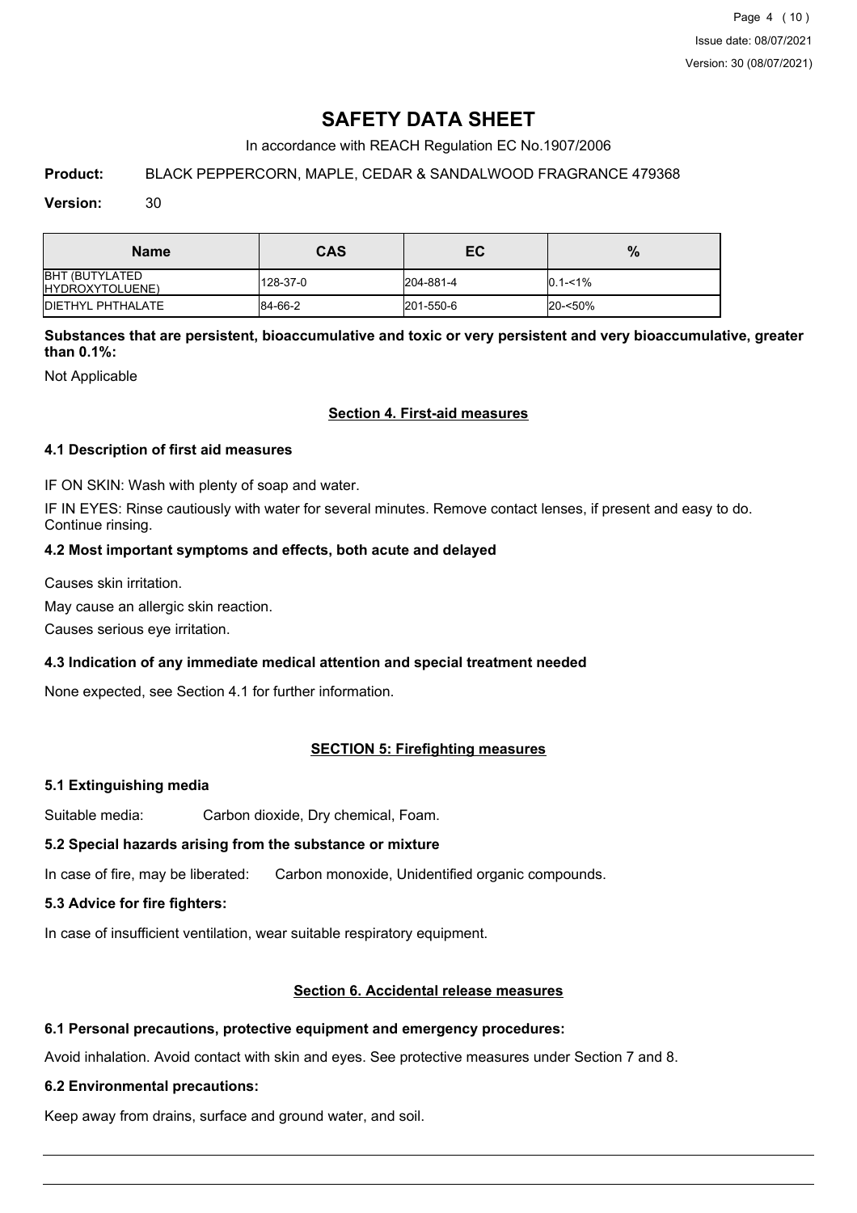# SAFETY DATA SHEET

In accordance with REACH Regulation EC No.1907/2006

**Product:** BLACK PEPPERCORN, MAPLE, CEDAR & SANDALWOOD FRAGRANCE 479368

**Version:** 30

| Name | CAS | EC | % |
|---|---|---|---|
| BHT (BUTYLATED HYDROXYTOLUENE) | 128-37-0 | 204-881-4 | 0.1-<1% |
| DIETHYL PHTHALATE | 84-66-2 | 201-550-6 | 20-<50% |

**Substances that are persistent, bioaccumulative and toxic or very persistent and very bioaccumulative, greater than 0.1%:**

Not Applicable

## Section 4. First-aid measures

### 4.1 Description of first aid measures

IF ON SKIN: Wash with plenty of soap and water.

IF IN EYES: Rinse cautiously with water for several minutes. Remove contact lenses, if present and easy to do. Continue rinsing.

### 4.2 Most important symptoms and effects, both acute and delayed

Causes skin irritation.

May cause an allergic skin reaction.

Causes serious eye irritation.

### 4.3 Indication of any immediate medical attention and special treatment needed

None expected, see Section 4.1 for further information.

## SECTION 5: Firefighting measures

### 5.1 Extinguishing media

Suitable media: Carbon dioxide, Dry chemical, Foam.

### 5.2 Special hazards arising from the substance or mixture

In case of fire, may be liberated: Carbon monoxide, Unidentified organic compounds.

### 5.3 Advice for fire fighters:

In case of insufficient ventilation, wear suitable respiratory equipment.

## Section 6. Accidental release measures

### 6.1 Personal precautions, protective equipment and emergency procedures:

Avoid inhalation. Avoid contact with skin and eyes. See protective measures under Section 7 and 8.

### 6.2 Environmental precautions:

Keep away from drains, surface and ground water, and soil.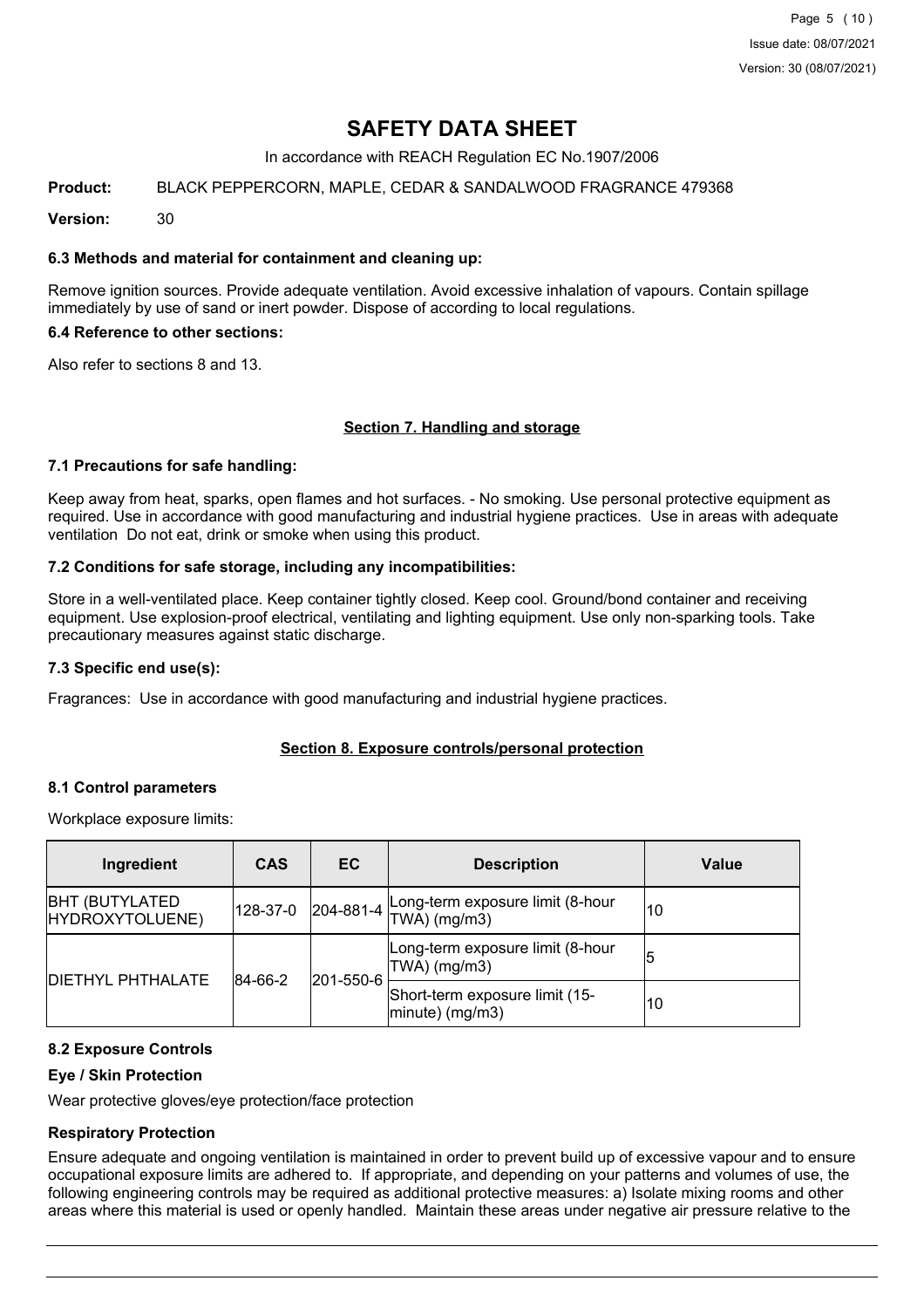# SAFETY DATA SHEET

In accordance with REACH Regulation EC No.1907/2006

**Product:** BLACK PEPPERCORN, MAPLE, CEDAR & SANDALWOOD FRAGRANCE 479368

**Version:** 30

### 6.3 Methods and material for containment and cleaning up:

Remove ignition sources. Provide adequate ventilation. Avoid excessive inhalation of vapours. Contain spillage immediately by use of sand or inert powder. Dispose of according to local regulations.

### 6.4 Reference to other sections:

Also refer to sections 8 and 13.

## Section 7. Handling and storage

### 7.1 Precautions for safe handling:

Keep away from heat, sparks, open flames and hot surfaces. - No smoking. Use personal protective equipment as required. Use in accordance with good manufacturing and industrial hygiene practices. Use in areas with adequate ventilation Do not eat, drink or smoke when using this product.

### 7.2 Conditions for safe storage, including any incompatibilities:

Store in a well-ventilated place. Keep container tightly closed. Keep cool. Ground/bond container and receiving equipment. Use explosion-proof electrical, ventilating and lighting equipment. Use only non-sparking tools. Take precautionary measures against static discharge.

### 7.3 Specific end use(s):

Fragrances: Use in accordance with good manufacturing and industrial hygiene practices.

## Section 8. Exposure controls/personal protection

### 8.1 Control parameters

Workplace exposure limits:

| Ingredient | CAS | EC | Description | Value |
|---|---|---|---|---|
| BHT (BUTYLATED HYDROXYTOLUENE) | 128-37-0 | 204-881-4 | Long-term exposure limit (8-hour TWA) (mg/m3) | 10 |
| DIETHYL PHTHALATE | 84-66-2 | 201-550-6 | Long-term exposure limit (8-hour TWA) (mg/m3) | 5 |
| | | | Short-term exposure limit (15-minute) (mg/m3) | 10 |

### 8.2 Exposure Controls

#### Eye / Skin Protection

Wear protective gloves/eye protection/face protection

#### Respiratory Protection

Ensure adequate and ongoing ventilation is maintained in order to prevent build up of excessive vapour and to ensure occupational exposure limits are adhered to. If appropriate, and depending on your patterns and volumes of use, the following engineering controls may be required as additional protective measures: a) Isolate mixing rooms and other areas where this material is used or openly handled. Maintain these areas under negative air pressure relative to the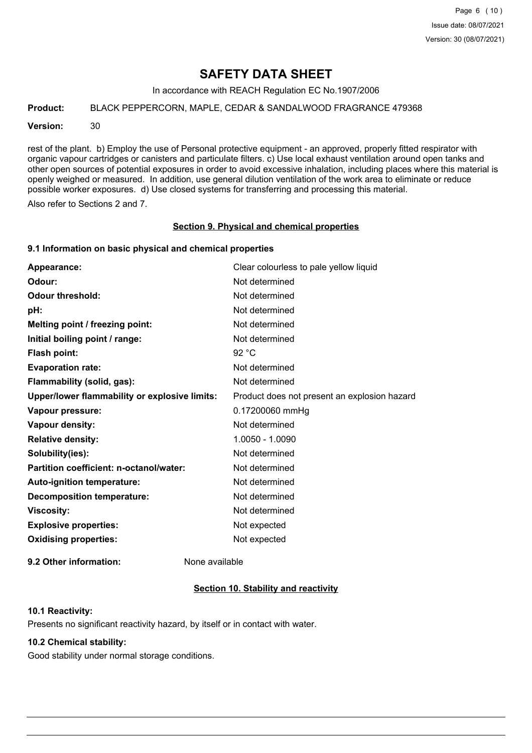rest of the plant. b) Employ the use of Personal protective equipment - an approved, properly fitted respirator with organic vapour cartridges or canisters and particulate filters. c) Use local exhaust ventilation around open tanks and other open sources of potential exposures in order to avoid excessive inhalation, including places where this material is openly weighed or measured. In addition, use general dilution ventilation of the work area to eliminate or reduce possible worker exposures. d) Use closed systems for transferring and processing this material.

Also refer to Sections 2 and 7.

## Section 9. Physical and chemical properties

### 9.1 Information on basic physical and chemical properties

| | |
|---|---|
| **Appearance:** | Clear colourless to pale yellow liquid |
| **Odour:** | Not determined |
| **Odour threshold:** | Not determined |
| **pH:** | Not determined |
| **Melting point / freezing point:** | Not determined |
| **Initial boiling point / range:** | Not determined |
| **Flash point:** | 92 °C |
| **Evaporation rate:** | Not determined |
| **Flammability (solid, gas):** | Not determined |
| **Upper/lower flammability or explosive limits:** | Product does not present an explosion hazard |
| **Vapour pressure:** | 0.17200060 mmHg |
| **Vapour density:** | Not determined |
| **Relative density:** | 1.0050 - 1.0090 |
| **Solubility(ies):** | Not determined |
| **Partition coefficient: n-octanol/water:** | Not determined |
| **Auto-ignition temperature:** | Not determined |
| **Decomposition temperature:** | Not determined |
| **Viscosity:** | Not determined |
| **Explosive properties:** | Not expected |
| **Oxidising properties:** | Not expected |

**9.2 Other information:** None available

## Section 10. Stability and reactivity

### 10.1 Reactivity:

Presents no significant reactivity hazard, by itself or in contact with water.

### 10.2 Chemical stability:

Good stability under normal storage conditions.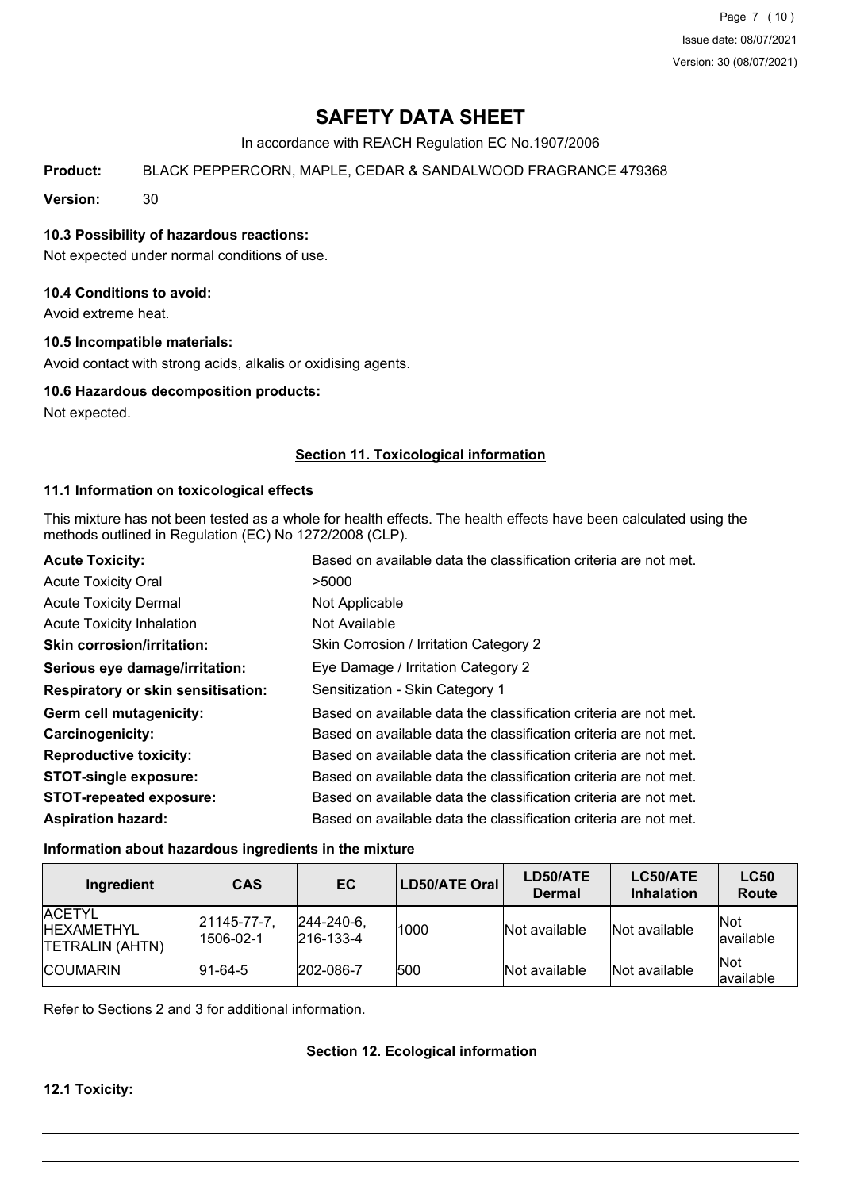# SAFETY DATA SHEET

In accordance with REACH Regulation EC No.1907/2006

**Product:** BLACK PEPPERCORN, MAPLE, CEDAR & SANDALWOOD FRAGRANCE 479368

**Version:** 30

### 10.3 Possibility of hazardous reactions:

Not expected under normal conditions of use.

### 10.4 Conditions to avoid:

Avoid extreme heat.

### 10.5 Incompatible materials:

Avoid contact with strong acids, alkalis or oxidising agents.

### 10.6 Hazardous decomposition products:

Not expected.

## Section 11. Toxicological information

### 11.1 Information on toxicological effects

This mixture has not been tested as a whole for health effects. The health effects have been calculated using the methods outlined in Regulation (EC) No 1272/2008 (CLP).

| | |
|---|---|
| **Acute Toxicity:** | Based on available data the classification criteria are not met. |
| Acute Toxicity Oral | >5000 |
| Acute Toxicity Dermal | Not Applicable |
| Acute Toxicity Inhalation | Not Available |
| **Skin corrosion/irritation:** | Skin Corrosion / Irritation Category 2 |
| **Serious eye damage/irritation:** | Eye Damage / Irritation Category 2 |
| **Respiratory or skin sensitisation:** | Sensitization - Skin Category 1 |
| **Germ cell mutagenicity:** | Based on available data the classification criteria are not met. |
| **Carcinogenicity:** | Based on available data the classification criteria are not met. |
| **Reproductive toxicity:** | Based on available data the classification criteria are not met. |
| **STOT-single exposure:** | Based on available data the classification criteria are not met. |
| **STOT-repeated exposure:** | Based on available data the classification criteria are not met. |
| **Aspiration hazard:** | Based on available data the classification criteria are not met. |

### Information about hazardous ingredients in the mixture

| Ingredient | CAS | EC | LD50/ATE Oral | LD50/ATE Dermal | LC50/ATE Inhalation | LC50 Route |
|---|---|---|---|---|---|---|
| ACETYL HEXAMETHYL TETRALIN (AHTN) | 21145-77-7, 1506-02-1 | 244-240-6, 216-133-4 | 1000 | Not available | Not available | Not available |
| COUMARIN | 91-64-5 | 202-086-7 | 500 | Not available | Not available | Not available |

Refer to Sections 2 and 3 for additional information.

## Section 12. Ecological information

### 12.1 Toxicity: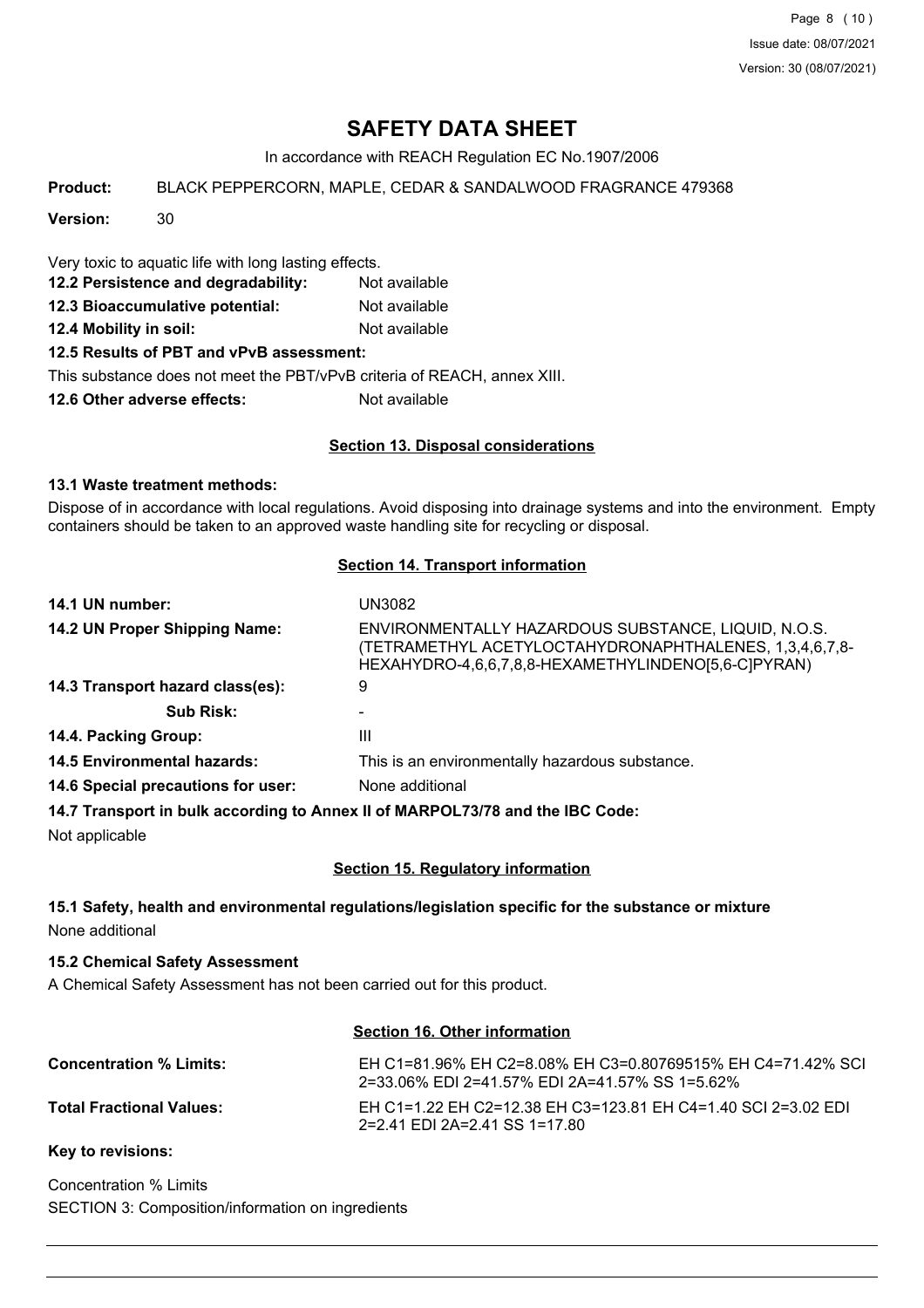# SAFETY DATA SHEET

In accordance with REACH Regulation EC No.1907/2006

**Product:** BLACK PEPPERCORN, MAPLE, CEDAR & SANDALWOOD FRAGRANCE 479368

**Version:** 30

Very toxic to aquatic life with long lasting effects.

**12.2 Persistence and degradability:** Not available

**12.3 Bioaccumulative potential:** Not available

**12.4 Mobility in soil:** Not available

**12.5 Results of PBT and vPvB assessment:**

This substance does not meet the PBT/vPvB criteria of REACH, annex XIII.

**12.6 Other adverse effects:** Not available

## Section 13. Disposal considerations

### 13.1 Waste treatment methods:

Dispose of in accordance with local regulations. Avoid disposing into drainage systems and into the environment. Empty containers should be taken to an approved waste handling site for recycling or disposal.

## Section 14. Transport information

| | |
|---|---|
| **14.1 UN number:** | UN3082 |
| **14.2 UN Proper Shipping Name:** | ENVIRONMENTALLY HAZARDOUS SUBSTANCE, LIQUID, N.O.S. (TETRAMETHYL ACETYLOCTAHYDRONAPHTHALENES, 1,3,4,6,7,8-HEXAHYDRO-4,6,6,7,8,8-HEXAMETHYLINDENO[5,6-C]PYRAN) |
| **14.3 Transport hazard class(es):** | 9 |
| **Sub Risk:** | - |
| **14.4. Packing Group:** | III |
| **14.5 Environmental hazards:** | This is an environmentally hazardous substance. |
| **14.6 Special precautions for user:** | None additional |

**14.7 Transport in bulk according to Annex II of MARPOL73/78 and the IBC Code:**

Not applicable

## Section 15. Regulatory information

### 15.1 Safety, health and environmental regulations/legislation specific for the substance or mixture

None additional

### 15.2 Chemical Safety Assessment

A Chemical Safety Assessment has not been carried out for this product.

## Section 16. Other information

| | |
|---|---|
| **Concentration % Limits:** | EH C1=81.96% EH C2=8.08% EH C3=0.80769515% EH C4=71.42% SCI 2=33.06% EDI 2=41.57% EDI 2A=41.57% SS 1=5.62% |
| **Total Fractional Values:** | EH C1=1.22 EH C2=12.38 EH C3=123.81 EH C4=1.40 SCI 2=3.02 EDI 2=2.41 EDI 2A=2.41 SS 1=17.80 |

**Key to revisions:**

Concentration % Limits

SECTION 3: Composition/information on ingredients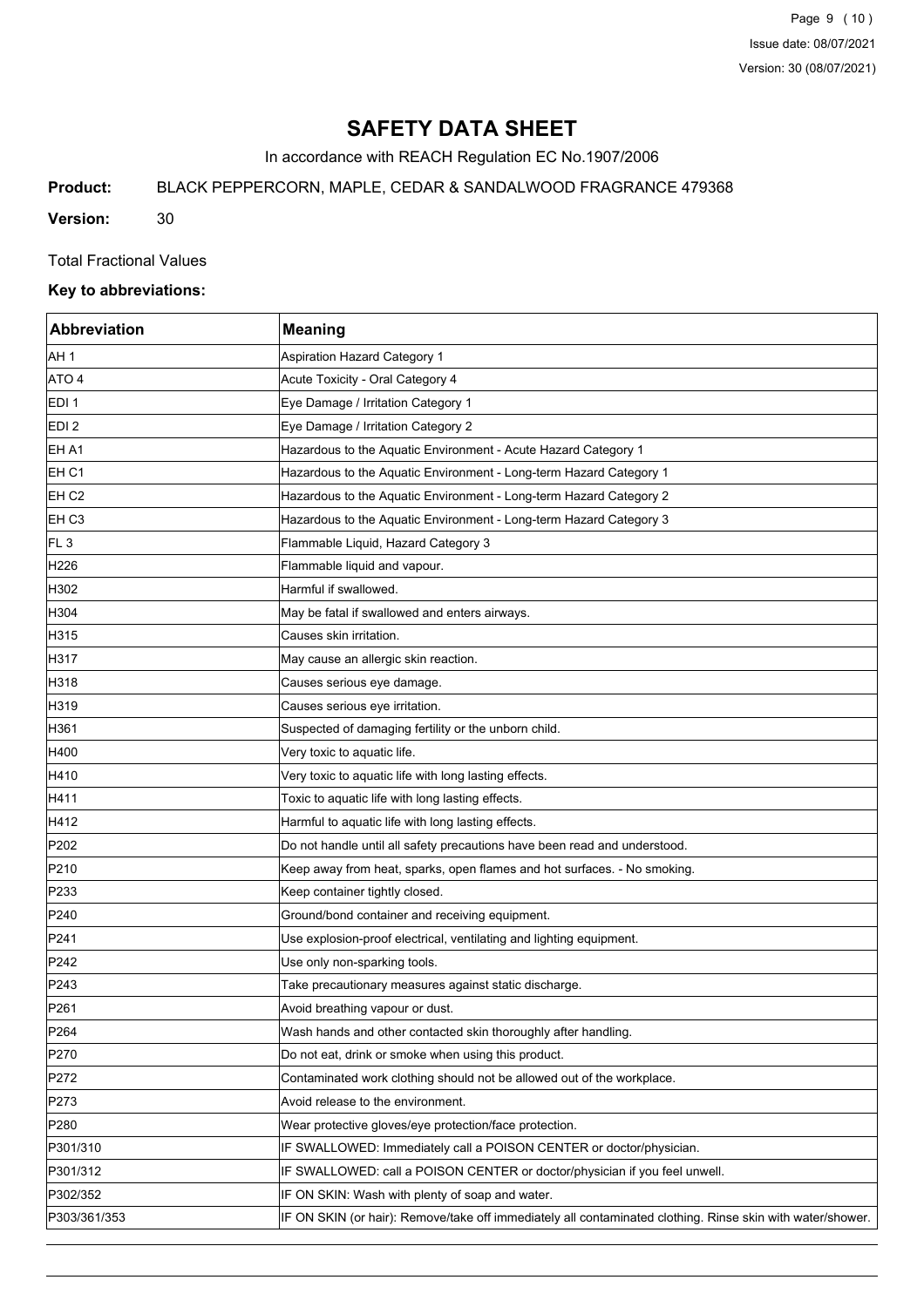# SAFETY DATA SHEET

In accordance with REACH Regulation EC No.1907/2006

**Product:** BLACK PEPPERCORN, MAPLE, CEDAR & SANDALWOOD FRAGRANCE 479368

**Version:** 30

Total Fractional Values

**Key to abbreviations:**

| Abbreviation | Meaning |
|---|---|
| AH 1 | Aspiration Hazard Category 1 |
| ATO 4 | Acute Toxicity - Oral Category 4 |
| EDI 1 | Eye Damage / Irritation Category 1 |
| EDI 2 | Eye Damage / Irritation Category 2 |
| EH A1 | Hazardous to the Aquatic Environment - Acute Hazard Category 1 |
| EH C1 | Hazardous to the Aquatic Environment - Long-term Hazard Category 1 |
| EH C2 | Hazardous to the Aquatic Environment - Long-term Hazard Category 2 |
| EH C3 | Hazardous to the Aquatic Environment - Long-term Hazard Category 3 |
| FL 3 | Flammable Liquid, Hazard Category 3 |
| H226 | Flammable liquid and vapour. |
| H302 | Harmful if swallowed. |
| H304 | May be fatal if swallowed and enters airways. |
| H315 | Causes skin irritation. |
| H317 | May cause an allergic skin reaction. |
| H318 | Causes serious eye damage. |
| H319 | Causes serious eye irritation. |
| H361 | Suspected of damaging fertility or the unborn child. |
| H400 | Very toxic to aquatic life. |
| H410 | Very toxic to aquatic life with long lasting effects. |
| H411 | Toxic to aquatic life with long lasting effects. |
| H412 | Harmful to aquatic life with long lasting effects. |
| P202 | Do not handle until all safety precautions have been read and understood. |
| P210 | Keep away from heat, sparks, open flames and hot surfaces. - No smoking. |
| P233 | Keep container tightly closed. |
| P240 | Ground/bond container and receiving equipment. |
| P241 | Use explosion-proof electrical, ventilating and lighting equipment. |
| P242 | Use only non-sparking tools. |
| P243 | Take precautionary measures against static discharge. |
| P261 | Avoid breathing vapour or dust. |
| P264 | Wash hands and other contacted skin thoroughly after handling. |
| P270 | Do not eat, drink or smoke when using this product. |
| P272 | Contaminated work clothing should not be allowed out of the workplace. |
| P273 | Avoid release to the environment. |
| P280 | Wear protective gloves/eye protection/face protection. |
| P301/310 | IF SWALLOWED: Immediately call a POISON CENTER or doctor/physician. |
| P301/312 | IF SWALLOWED: call a POISON CENTER or doctor/physician if you feel unwell. |
| P302/352 | IF ON SKIN: Wash with plenty of soap and water. |
| P303/361/353 | IF ON SKIN (or hair): Remove/take off immediately all contaminated clothing. Rinse skin with water/shower. |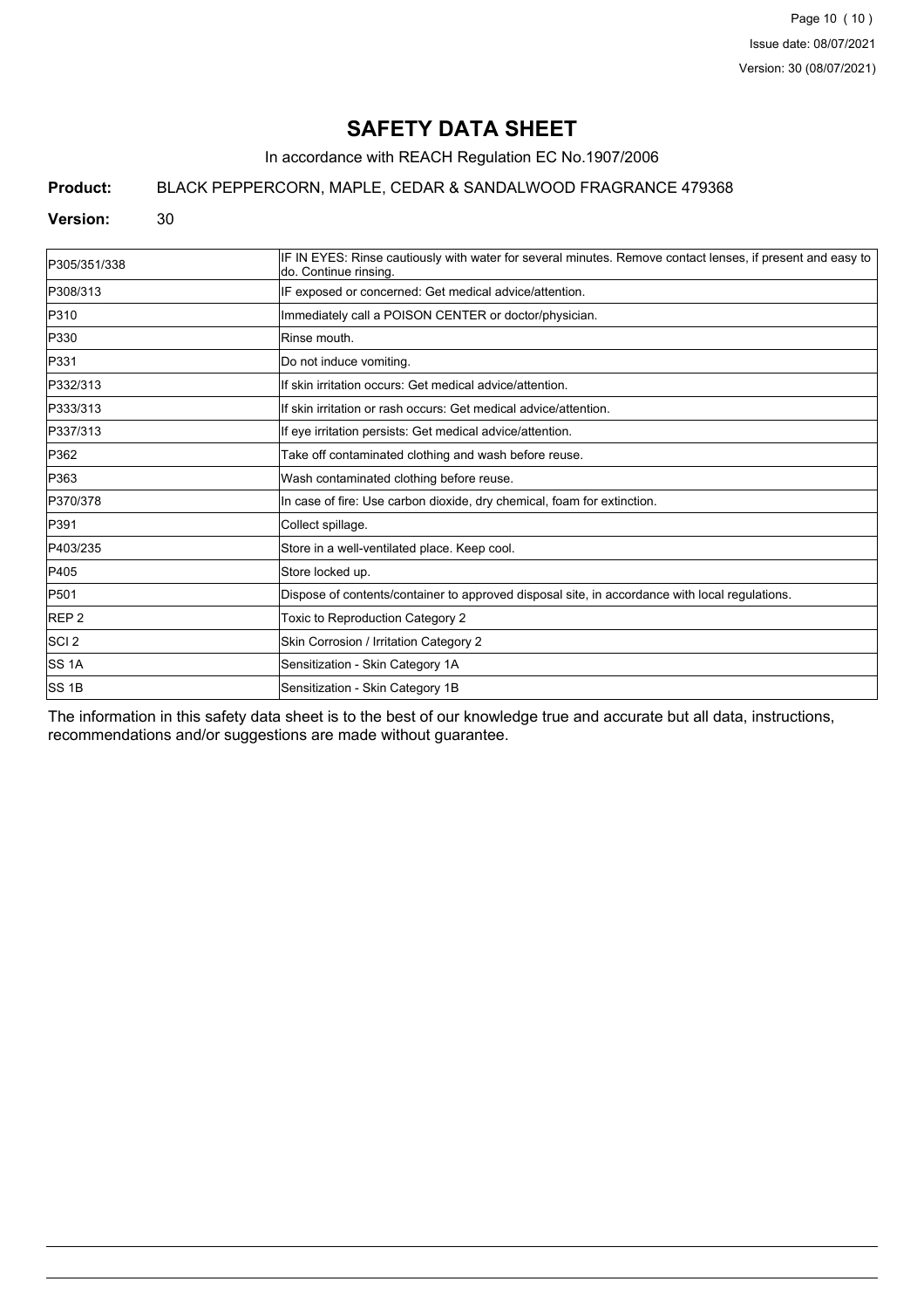# SAFETY DATA SHEET

In accordance with REACH Regulation EC No.1907/2006

**Product:** BLACK PEPPERCORN, MAPLE, CEDAR & SANDALWOOD FRAGRANCE 479368

**Version:** 30

| | |
|---|---|
| P305/351/338 | IF IN EYES: Rinse cautiously with water for several minutes. Remove contact lenses, if present and easy to do. Continue rinsing. |
| P308/313 | IF exposed or concerned: Get medical advice/attention. |
| P310 | Immediately call a POISON CENTER or doctor/physician. |
| P330 | Rinse mouth. |
| P331 | Do not induce vomiting. |
| P332/313 | If skin irritation occurs: Get medical advice/attention. |
| P333/313 | If skin irritation or rash occurs: Get medical advice/attention. |
| P337/313 | If eye irritation persists: Get medical advice/attention. |
| P362 | Take off contaminated clothing and wash before reuse. |
| P363 | Wash contaminated clothing before reuse. |
| P370/378 | In case of fire: Use carbon dioxide, dry chemical, foam for extinction. |
| P391 | Collect spillage. |
| P403/235 | Store in a well-ventilated place. Keep cool. |
| P405 | Store locked up. |
| P501 | Dispose of contents/container to approved disposal site, in accordance with local regulations. |
| REP 2 | Toxic to Reproduction Category 2 |
| SCI 2 | Skin Corrosion / Irritation Category 2 |
| SS 1A | Sensitization - Skin Category 1A |
| SS 1B | Sensitization - Skin Category 1B |

The information in this safety data sheet is to the best of our knowledge true and accurate but all data, instructions, recommendations and/or suggestions are made without guarantee.